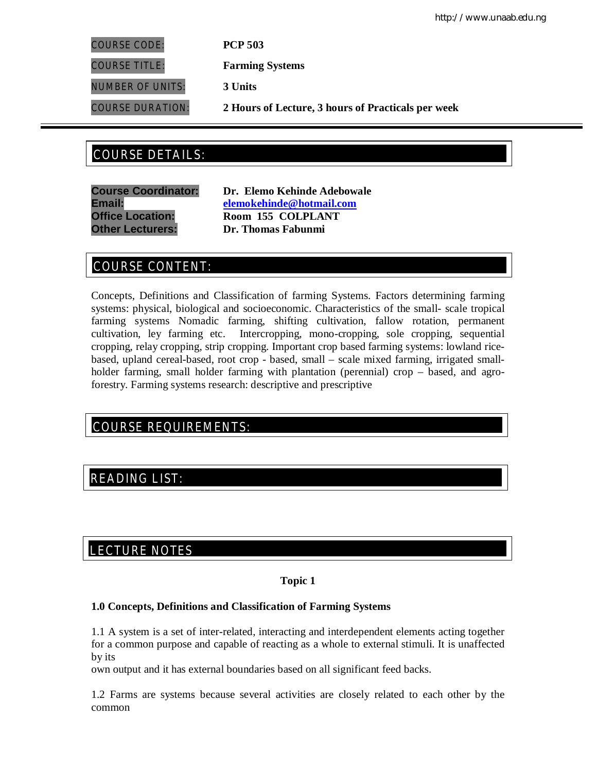| | |
|---|---|
| COURSE CODE: | **PCP 503** |
| COURSE TITLE: | **Farming Systems** |
| NUMBER OF UNITS: | **3 Units** |
| COURSE DURATION: | **2 Hours of Lecture, 3 hours of Practicals per week** |

## COURSE DETAILS:

**Course Coordinator:** **Dr. Elemo Kehinde Adebowale**
**Email:** **elemokehinde@hotmail.com**
**Office Location:** **Room 155 COLPLANT**
**Other Lecturers:** **Dr. Thomas Fabunmi**

## COURSE CONTENT:

Concepts, Definitions and Classification of farming Systems. Factors determining farming systems: physical, biological and socioeconomic. Characteristics of the small- scale tropical farming systems Nomadic farming, shifting cultivation, fallow rotation, permanent cultivation, ley farming etc. Intercropping, mono-cropping, sole cropping, sequential cropping, relay cropping, strip cropping. Important crop based farming systems: lowland rice-based, upland cereal-based, root crop - based, small – scale mixed farming, irrigated small-holder farming, small holder farming with plantation (perennial) crop – based, and agro-forestry. Farming systems research: descriptive and prescriptive

## COURSE REQUIREMENTS:

## READING LIST:

## LECTURE NOTES

**Topic 1**

### 1.0 Concepts, Definitions and Classification of Farming Systems

1.1 A system is a set of inter-related, interacting and interdependent elements acting together for a common purpose and capable of reacting as a whole to external stimuli. It is unaffected by its
own output and it has external boundaries based on all significant feed backs.

1.2 Farms are systems because several activities are closely related to each other by the common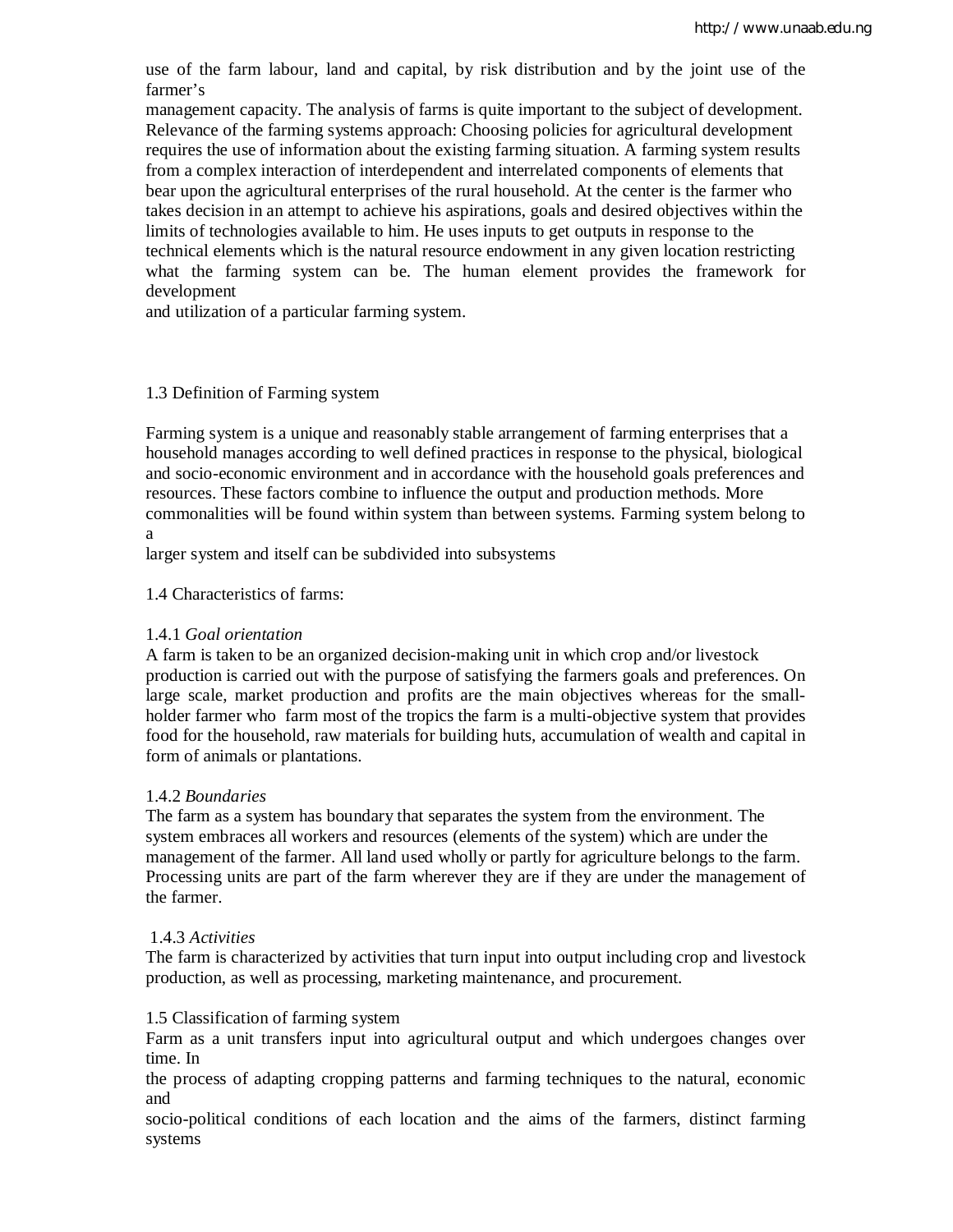use of the farm labour, land and capital, by risk distribution and by the joint use of the farmer's management capacity. The analysis of farms is quite important to the subject of development. Relevance of the farming systems approach: Choosing policies for agricultural development requires the use of information about the existing farming situation. A farming system results from a complex interaction of interdependent and interrelated components of elements that bear upon the agricultural enterprises of the rural household. At the center is the farmer who takes decision in an attempt to achieve his aspirations, goals and desired objectives within the limits of technologies available to him. He uses inputs to get outputs in response to the technical elements which is the natural resource endowment in any given location restricting what the farming system can be. The human element provides the framework for development and utilization of a particular farming system.

## 1.3 Definition of Farming system

Farming system is a unique and reasonably stable arrangement of farming enterprises that a household manages according to well defined practices in response to the physical, biological and socio-economic environment and in accordance with the household goals preferences and resources. These factors combine to influence the output and production methods. More commonalities will be found within system than between systems. Farming system belong to a larger system and itself can be subdivided into subsystems

## 1.4 Characteristics of farms:

### 1.4.1 *Goal orientation*

A farm is taken to be an organized decision-making unit in which crop and/or livestock production is carried out with the purpose of satisfying the farmers goals and preferences. On large scale, market production and profits are the main objectives whereas for the small-holder farmer who farm most of the tropics the farm is a multi-objective system that provides food for the household, raw materials for building huts, accumulation of wealth and capital in form of animals or plantations.

### 1.4.2 *Boundaries*

The farm as a system has boundary that separates the system from the environment. The system embraces all workers and resources (elements of the system) which are under the management of the farmer. All land used wholly or partly for agriculture belongs to the farm. Processing units are part of the farm wherever they are if they are under the management of the farmer.

### 1.4.3 *Activities*

The farm is characterized by activities that turn input into output including crop and livestock production, as well as processing, marketing maintenance, and procurement.

## 1.5 Classification of farming system

Farm as a unit transfers input into agricultural output and which undergoes changes over time. In the process of adapting cropping patterns and farming techniques to the natural, economic and socio-political conditions of each location and the aims of the farmers, distinct farming systems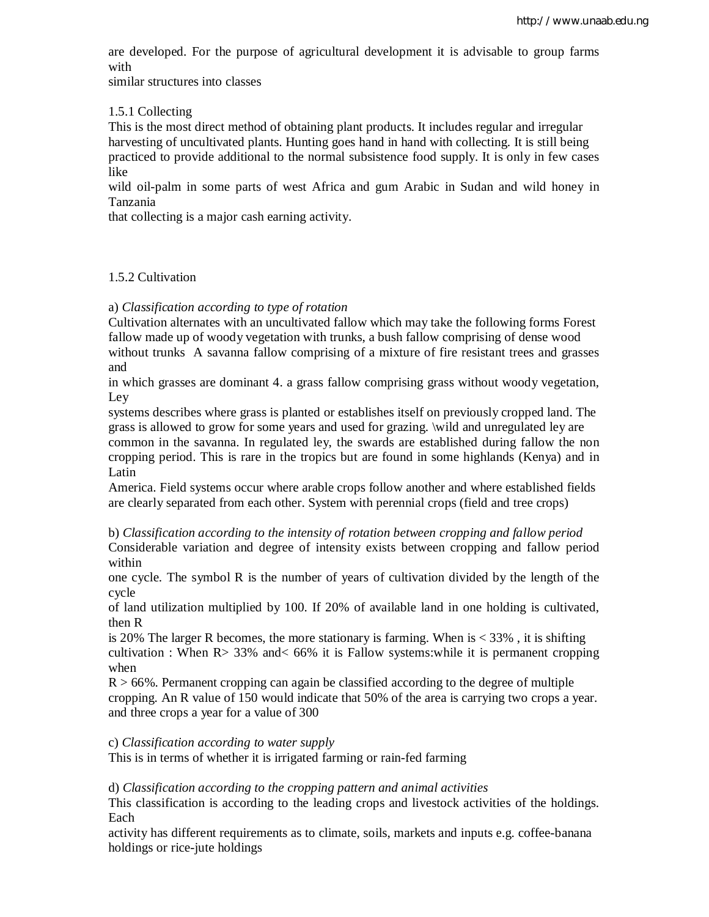are developed. For the purpose of agricultural development it is advisable to group farms with similar structures into classes

1.5.1 Collecting

This is the most direct method of obtaining plant products. It includes regular and irregular harvesting of uncultivated plants. Hunting goes hand in hand with collecting. It is still being practiced to provide additional to the normal subsistence food supply. It is only in few cases like wild oil-palm in some parts of west Africa and gum Arabic in Sudan and wild honey in Tanzania that collecting is a major cash earning activity.

1.5.2 Cultivation

a) *Classification according to type of rotation*

Cultivation alternates with an uncultivated fallow which may take the following forms Forest fallow made up of woody vegetation with trunks, a bush fallow comprising of dense wood without trunks A savanna fallow comprising of a mixture of fire resistant trees and grasses and in which grasses are dominant 4. a grass fallow comprising grass without woody vegetation, Ley systems describes where grass is planted or establishes itself on previously cropped land. The grass is allowed to grow for some years and used for grazing. \wild and unregulated ley are common in the savanna. In regulated ley, the swards are established during fallow the non cropping period. This is rare in the tropics but are found in some highlands (Kenya) and in Latin America. Field systems occur where arable crops follow another and where established fields are clearly separated from each other. System with perennial crops (field and tree crops)

b) *Classification according to the intensity of rotation between cropping and fallow period*

Considerable variation and degree of intensity exists between cropping and fallow period within one cycle. The symbol R is the number of years of cultivation divided by the length of the cycle of land utilization multiplied by 100. If 20% of available land in one holding is cultivated, then R is 20% The larger R becomes, the more stationary is farming. When is < 33% , it is shifting cultivation : When R> 33% and< 66% it is Fallow systems:while it is permanent cropping when R > 66%. Permanent cropping can again be classified according to the degree of multiple cropping. An R value of 150 would indicate that 50% of the area is carrying two crops a year. and three crops a year for a value of 300

c) *Classification according to water supply*

This is in terms of whether it is irrigated farming or rain-fed farming

d) *Classification according to the cropping pattern and animal activities*

This classification is according to the leading crops and livestock activities of the holdings. Each activity has different requirements as to climate, soils, markets and inputs e.g. coffee-banana holdings or rice-jute holdings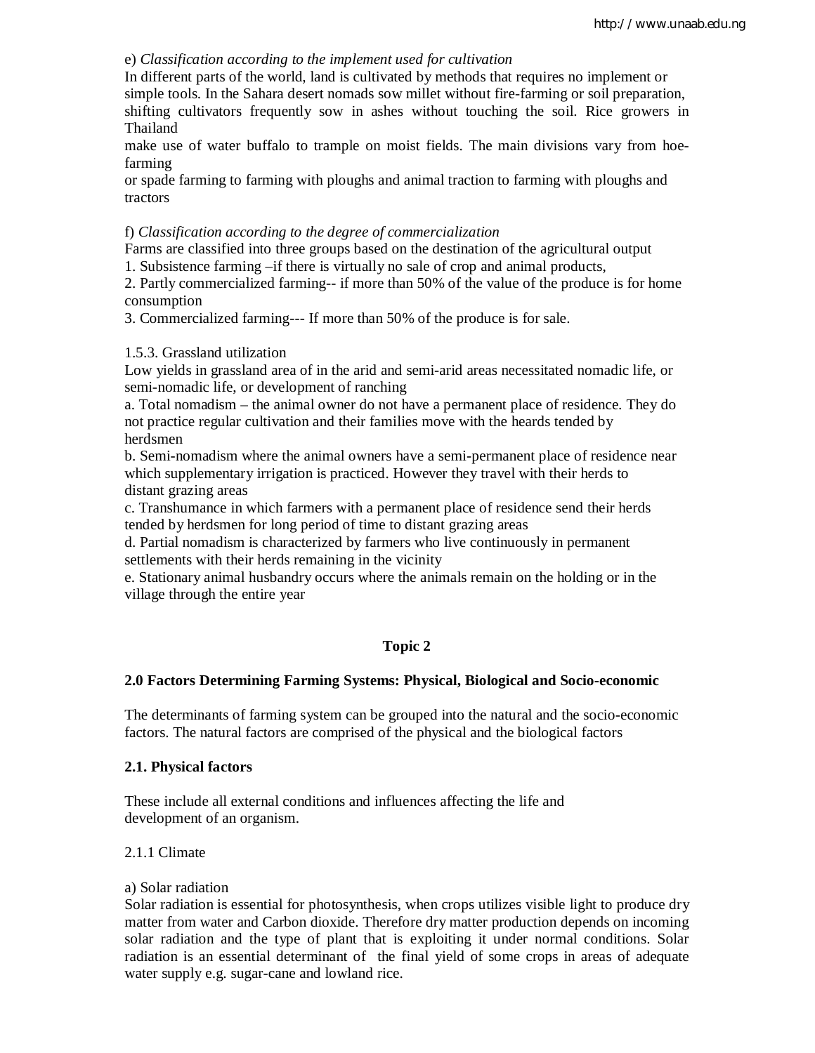e) *Classification according to the implement used for cultivation*

In different parts of the world, land is cultivated by methods that requires no implement or simple tools. In the Sahara desert nomads sow millet without fire-farming or soil preparation, shifting cultivators frequently sow in ashes without touching the soil. Rice growers in Thailand make use of water buffalo to trample on moist fields. The main divisions vary from hoe-farming or spade farming to farming with ploughs and animal traction to farming with ploughs and tractors

f) *Classification according to the degree of commercialization*

Farms are classified into three groups based on the destination of the agricultural output

1. Subsistence farming –if there is virtually no sale of crop and animal products,
2. Partly commercialized farming-- if more than 50% of the value of the produce is for home consumption
3. Commercialized farming--- If more than 50% of the produce is for sale.

1.5.3. Grassland utilization

Low yields in grassland area of in the arid and semi-arid areas necessitated nomadic life, or semi-nomadic life, or development of ranching

a. Total nomadism – the animal owner do not have a permanent place of residence. They do not practice regular cultivation and their families move with the heards tended by herdsmen

b. Semi-nomadism where the animal owners have a semi-permanent place of residence near which supplementary irrigation is practiced. However they travel with their herds to distant grazing areas

c. Transhumance in which farmers with a permanent place of residence send their herds tended by herdsmen for long period of time to distant grazing areas

d. Partial nomadism is characterized by farmers who live continuously in permanent settlements with their herds remaining in the vicinity

e. Stationary animal husbandry occurs where the animals remain on the holding or in the village through the entire year

## Topic 2

## 2.0 Factors Determining Farming Systems: Physical, Biological and Socio-economic

The determinants of farming system can be grouped into the natural and the socio-economic factors. The natural factors are comprised of the physical and the biological factors

### 2.1. Physical factors

These include all external conditions and influences affecting the life and development of an organism.

2.1.1 Climate

a) Solar radiation

Solar radiation is essential for photosynthesis, when crops utilizes visible light to produce dry matter from water and Carbon dioxide. Therefore dry matter production depends on incoming solar radiation and the type of plant that is exploiting it under normal conditions. Solar radiation is an essential determinant of the final yield of some crops in areas of adequate water supply e.g. sugar-cane and lowland rice.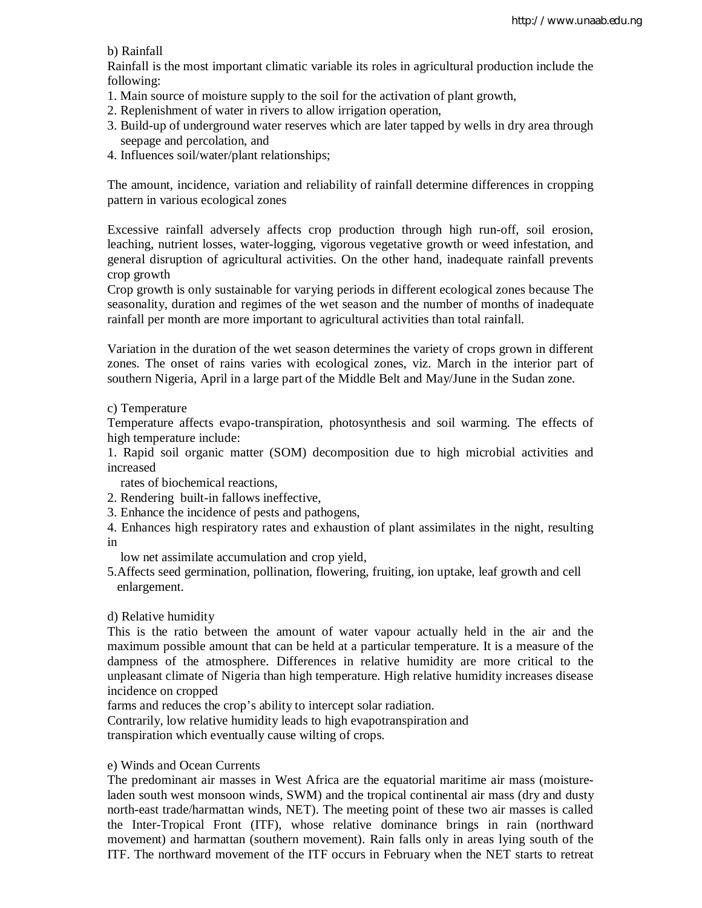b) Rainfall

Rainfall is the most important climatic variable its roles in agricultural production include the following:

1. Main source of moisture supply to the soil for the activation of plant growth,
2. Replenishment of water in rivers to allow irrigation operation,
3. Build-up of underground water reserves which are later tapped by wells in dry area through seepage and percolation, and
4. Influences soil/water/plant relationships;

The amount, incidence, variation and reliability of rainfall determine differences in cropping pattern in various ecological zones

Excessive rainfall adversely affects crop production through high run-off, soil erosion, leaching, nutrient losses, water-logging, vigorous vegetative growth or weed infestation, and general disruption of agricultural activities. On the other hand, inadequate rainfall prevents crop growth

Crop growth is only sustainable for varying periods in different ecological zones because The seasonality, duration and regimes of the wet season and the number of months of inadequate rainfall per month are more important to agricultural activities than total rainfall.

Variation in the duration of the wet season determines the variety of crops grown in different zones. The onset of rains varies with ecological zones, viz. March in the interior part of southern Nigeria, April in a large part of the Middle Belt and May/June in the Sudan zone.

c) Temperature

Temperature affects evapo-transpiration, photosynthesis and soil warming. The effects of high temperature include:

1. Rapid soil organic matter (SOM) decomposition due to high microbial activities and increased rates of biochemical reactions,
2. Rendering built-in fallows ineffective,
3. Enhance the incidence of pests and pathogens,
4. Enhances high respiratory rates and exhaustion of plant assimilates in the night, resulting in low net assimilate accumulation and crop yield,
5. Affects seed germination, pollination, flowering, fruiting, ion uptake, leaf growth and cell enlargement.

d) Relative humidity

This is the ratio between the amount of water vapour actually held in the air and the maximum possible amount that can be held at a particular temperature. It is a measure of the dampness of the atmosphere. Differences in relative humidity are more critical to the unpleasant climate of Nigeria than high temperature. High relative humidity increases disease incidence on cropped farms and reduces the crop's ability to intercept solar radiation.

Contrarily, low relative humidity leads to high evapotranspiration and transpiration which eventually cause wilting of crops.

e) Winds and Ocean Currents

The predominant air masses in West Africa are the equatorial maritime air mass (moisture-laden south west monsoon winds, SWM) and the tropical continental air mass (dry and dusty north-east trade/harmattan winds, NET). The meeting point of these two air masses is called the Inter-Tropical Front (ITF), whose relative dominance brings in rain (northward movement) and harmattan (southern movement). Rain falls only in areas lying south of the ITF. The northward movement of the ITF occurs in February when the NET starts to retreat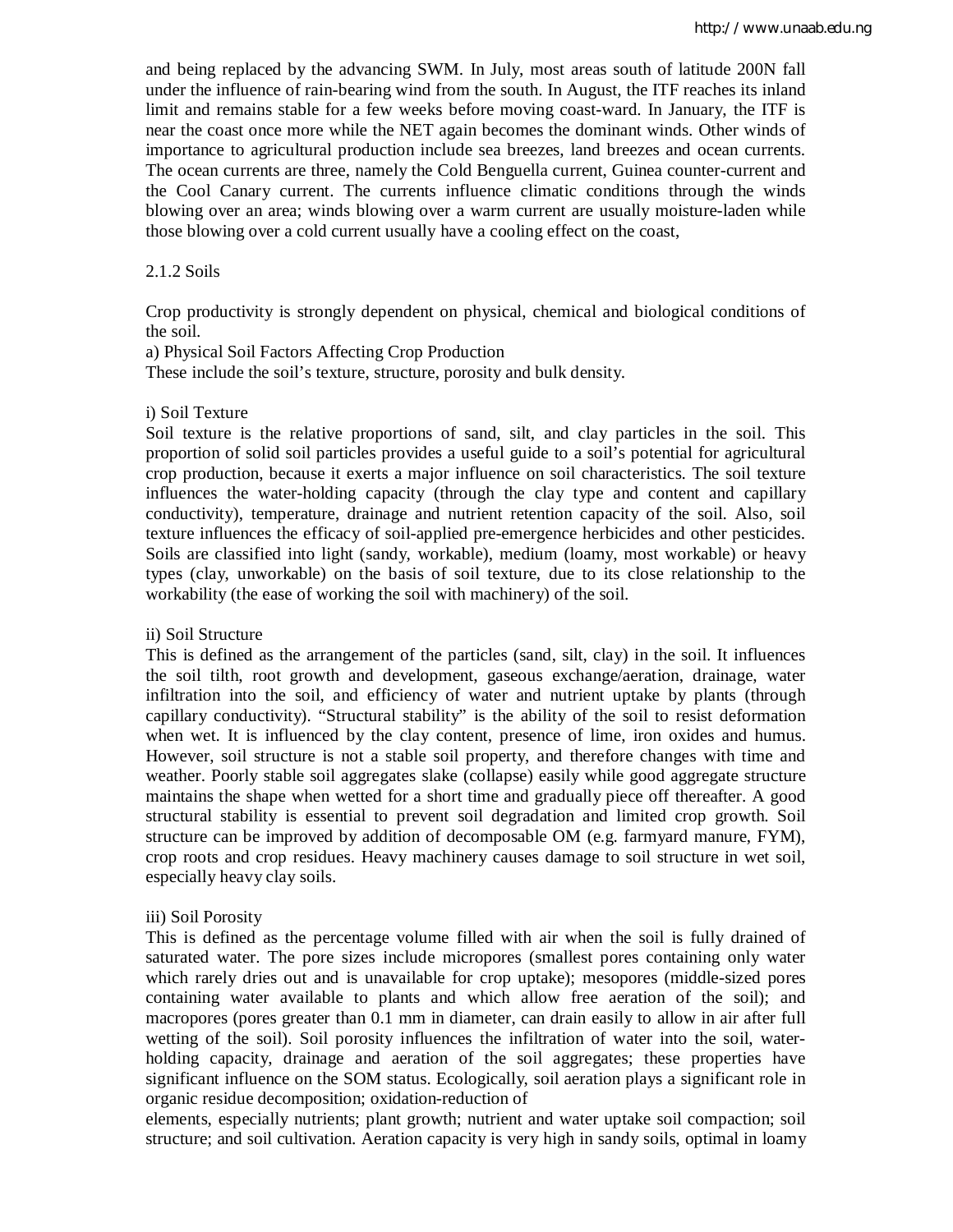and being replaced by the advancing SWM. In July, most areas south of latitude 200N fall under the influence of rain-bearing wind from the south. In August, the ITF reaches its inland limit and remains stable for a few weeks before moving coast-ward. In January, the ITF is near the coast once more while the NET again becomes the dominant winds. Other winds of importance to agricultural production include sea breezes, land breezes and ocean currents. The ocean currents are three, namely the Cold Benguella current, Guinea counter-current and the Cool Canary current. The currents influence climatic conditions through the winds blowing over an area; winds blowing over a warm current are usually moisture-laden while those blowing over a cold current usually have a cooling effect on the coast,

2.1.2 Soils

Crop productivity is strongly dependent on physical, chemical and biological conditions of the soil.

a) Physical Soil Factors Affecting Crop Production

These include the soil's texture, structure, porosity and bulk density.

i) Soil Texture

Soil texture is the relative proportions of sand, silt, and clay particles in the soil. This proportion of solid soil particles provides a useful guide to a soil's potential for agricultural crop production, because it exerts a major influence on soil characteristics. The soil texture influences the water-holding capacity (through the clay type and content and capillary conductivity), temperature, drainage and nutrient retention capacity of the soil. Also, soil texture influences the efficacy of soil-applied pre-emergence herbicides and other pesticides. Soils are classified into light (sandy, workable), medium (loamy, most workable) or heavy types (clay, unworkable) on the basis of soil texture, due to its close relationship to the workability (the ease of working the soil with machinery) of the soil.

ii) Soil Structure

This is defined as the arrangement of the particles (sand, silt, clay) in the soil. It influences the soil tilth, root growth and development, gaseous exchange/aeration, drainage, water infiltration into the soil, and efficiency of water and nutrient uptake by plants (through capillary conductivity). "Structural stability" is the ability of the soil to resist deformation when wet. It is influenced by the clay content, presence of lime, iron oxides and humus. However, soil structure is not a stable soil property, and therefore changes with time and weather. Poorly stable soil aggregates slake (collapse) easily while good aggregate structure maintains the shape when wetted for a short time and gradually piece off thereafter. A good structural stability is essential to prevent soil degradation and limited crop growth. Soil structure can be improved by addition of decomposable OM (e.g. farmyard manure, FYM), crop roots and crop residues. Heavy machinery causes damage to soil structure in wet soil, especially heavy clay soils.

iii) Soil Porosity

This is defined as the percentage volume filled with air when the soil is fully drained of saturated water. The pore sizes include micropores (smallest pores containing only water which rarely dries out and is unavailable for crop uptake); mesopores (middle-sized pores containing water available to plants and which allow free aeration of the soil); and macropores (pores greater than 0.1 mm in diameter, can drain easily to allow in air after full wetting of the soil). Soil porosity influences the infiltration of water into the soil, water-holding capacity, drainage and aeration of the soil aggregates; these properties have significant influence on the SOM status. Ecologically, soil aeration plays a significant role in organic residue decomposition; oxidation-reduction of elements, especially nutrients; plant growth; nutrient and water uptake soil compaction; soil structure; and soil cultivation. Aeration capacity is very high in sandy soils, optimal in loamy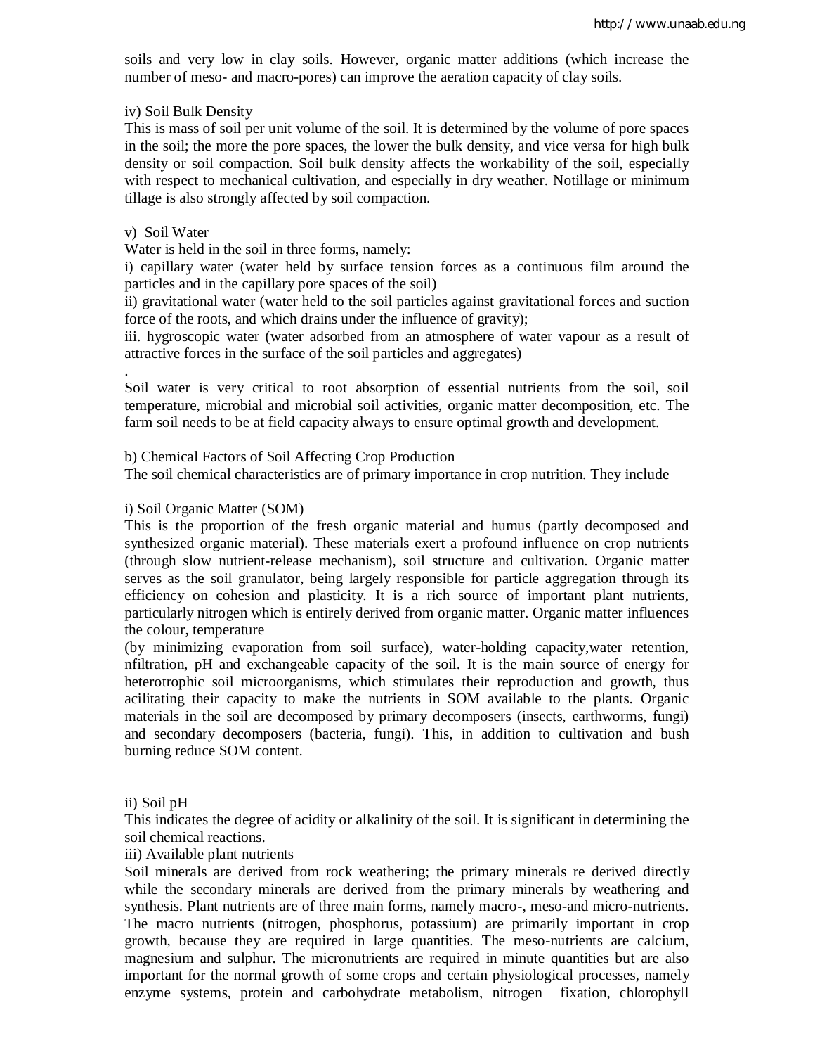soils and very low in clay soils. However, organic matter additions (which increase the number of meso- and macro-pores) can improve the aeration capacity of clay soils.

iv) Soil Bulk Density

This is mass of soil per unit volume of the soil. It is determined by the volume of pore spaces in the soil; the more the pore spaces, the lower the bulk density, and vice versa for high bulk density or soil compaction. Soil bulk density affects the workability of the soil, especially with respect to mechanical cultivation, and especially in dry weather. Notillage or minimum tillage is also strongly affected by soil compaction.

v) Soil Water

Water is held in the soil in three forms, namely:

i) capillary water (water held by surface tension forces as a continuous film around the particles and in the capillary pore spaces of the soil)

ii) gravitational water (water held to the soil particles against gravitational forces and suction force of the roots, and which drains under the influence of gravity);

iii. hygroscopic water (water adsorbed from an atmosphere of water vapour as a result of attractive forces in the surface of the soil particles and aggregates)

.

Soil water is very critical to root absorption of essential nutrients from the soil, soil temperature, microbial and microbial soil activities, organic matter decomposition, etc. The farm soil needs to be at field capacity always to ensure optimal growth and development.

b) Chemical Factors of Soil Affecting Crop Production

The soil chemical characteristics are of primary importance in crop nutrition. They include

i) Soil Organic Matter (SOM)

This is the proportion of the fresh organic material and humus (partly decomposed and synthesized organic material). These materials exert a profound influence on crop nutrients (through slow nutrient-release mechanism), soil structure and cultivation. Organic matter serves as the soil granulator, being largely responsible for particle aggregation through its efficiency on cohesion and plasticity. It is a rich source of important plant nutrients, particularly nitrogen which is entirely derived from organic matter. Organic matter influences the colour, temperature

(by minimizing evaporation from soil surface), water-holding capacity,water retention, nfiltration, pH and exchangeable capacity of the soil. It is the main source of energy for heterotrophic soil microorganisms, which stimulates their reproduction and growth, thus acilitating their capacity to make the nutrients in SOM available to the plants. Organic materials in the soil are decomposed by primary decomposers (insects, earthworms, fungi) and secondary decomposers (bacteria, fungi). This, in addition to cultivation and bush burning reduce SOM content.

ii) Soil pH

This indicates the degree of acidity or alkalinity of the soil. It is significant in determining the soil chemical reactions.

iii) Available plant nutrients

Soil minerals are derived from rock weathering; the primary minerals re derived directly while the secondary minerals are derived from the primary minerals by weathering and synthesis. Plant nutrients are of three main forms, namely macro-, meso-and micro-nutrients. The macro nutrients (nitrogen, phosphorus, potassium) are primarily important in crop growth, because they are required in large quantities. The meso-nutrients are calcium, magnesium and sulphur. The micronutrients are required in minute quantities but are also important for the normal growth of some crops and certain physiological processes, namely enzyme systems, protein and carbohydrate metabolism, nitrogen fixation, chlorophyll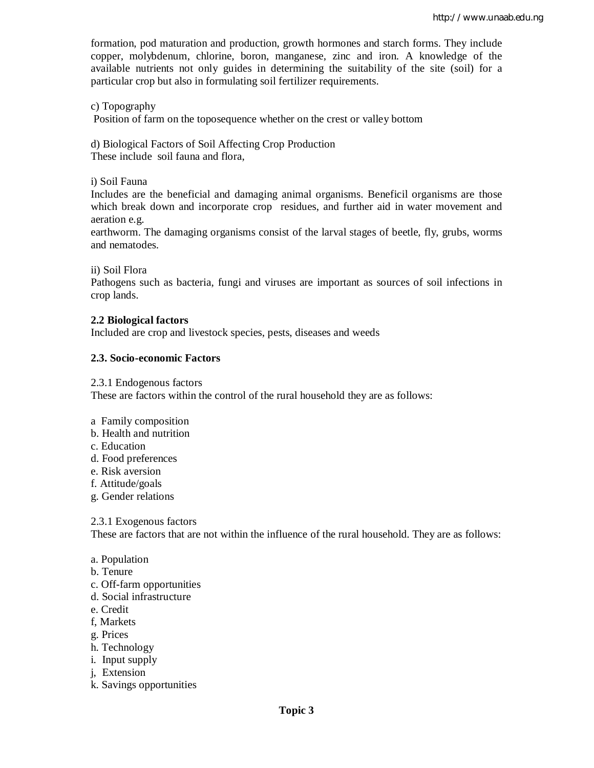formation, pod maturation and production, growth hormones and starch forms. They include copper, molybdenum, chlorine, boron, manganese, zinc and iron. A knowledge of the available nutrients not only guides in determining the suitability of the site (soil) for a particular crop but also in formulating soil fertilizer requirements.

c) Topography

Position of farm on the toposequence whether on the crest or valley bottom

d) Biological Factors of Soil Affecting Crop Production

These include soil fauna and flora,

i) Soil Fauna

Includes are the beneficial and damaging animal organisms. Beneficil organisms are those which break down and incorporate crop residues, and further aid in water movement and aeration e.g.

earthworm. The damaging organisms consist of the larval stages of beetle, fly, grubs, worms and nematodes.

ii) Soil Flora

Pathogens such as bacteria, fungi and viruses are important as sources of soil infections in crop lands.

**2.2 Biological factors**

Included are crop and livestock species, pests, diseases and weeds

**2.3. Socio-economic Factors**

2.3.1 Endogenous factors

These are factors within the control of the rural household they are as follows:

a Family composition
b. Health and nutrition
c. Education
d. Food preferences
e. Risk aversion
f. Attitude/goals
g. Gender relations

2.3.1 Exogenous factors

These are factors that are not within the influence of the rural household. They are as follows:

a. Population
b. Tenure
c. Off-farm opportunities
d. Social infrastructure
e. Credit
f, Markets
g. Prices
h. Technology
i. Input supply
j, Extension
k. Savings opportunities

**Topic 3**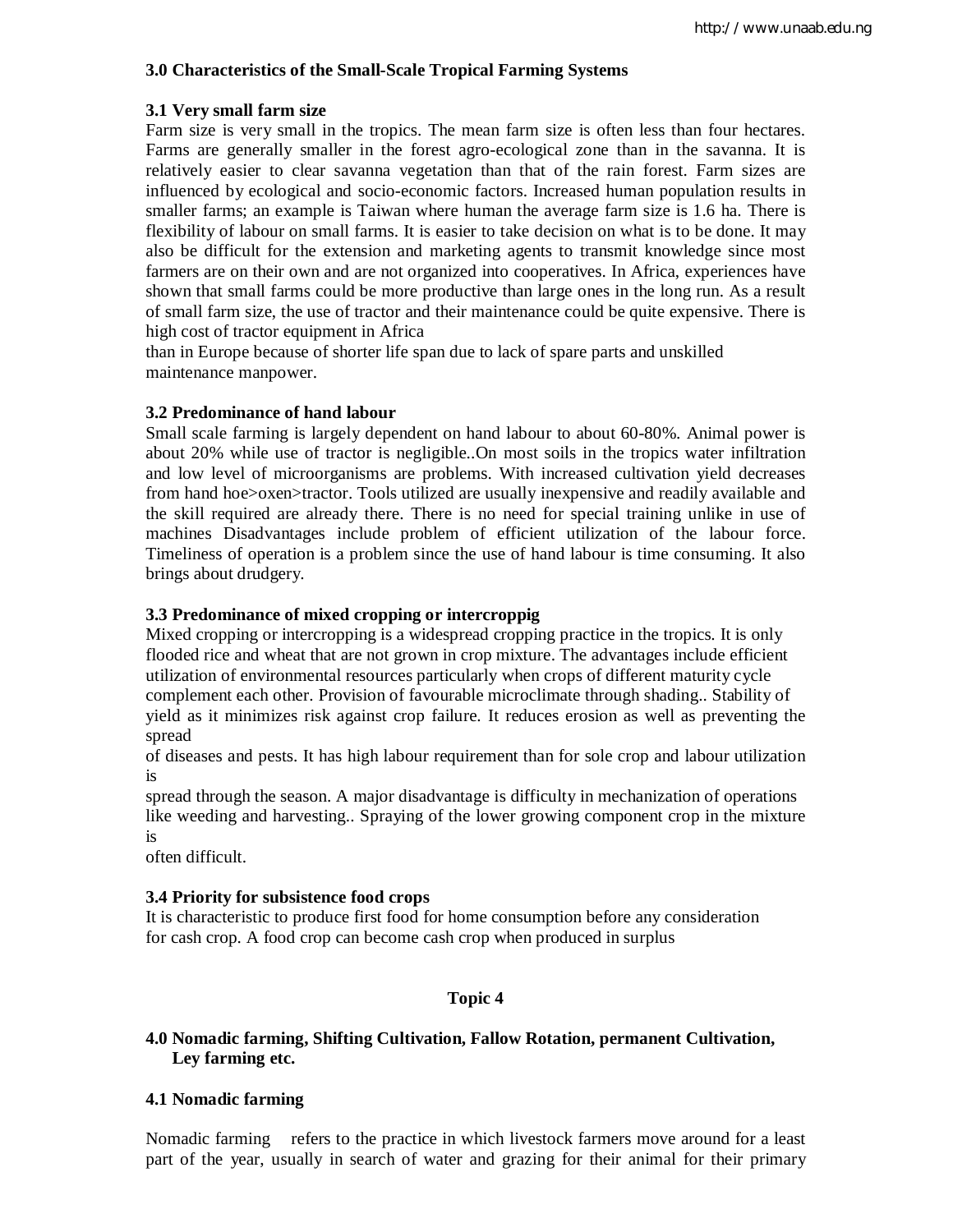## 3.0 Characteristics of the Small-Scale Tropical Farming Systems

### 3.1 Very small farm size

Farm size is very small in the tropics. The mean farm size is often less than four hectares. Farms are generally smaller in the forest agro-ecological zone than in the savanna. It is relatively easier to clear savanna vegetation than that of the rain forest. Farm sizes are influenced by ecological and socio-economic factors. Increased human population results in smaller farms; an example is Taiwan where human the average farm size is 1.6 ha. There is flexibility of labour on small farms. It is easier to take decision on what is to be done. It may also be difficult for the extension and marketing agents to transmit knowledge since most farmers are on their own and are not organized into cooperatives. In Africa, experiences have shown that small farms could be more productive than large ones in the long run. As a result of small farm size, the use of tractor and their maintenance could be quite expensive. There is high cost of tractor equipment in Africa than in Europe because of shorter life span due to lack of spare parts and unskilled maintenance manpower.

### 3.2 Predominance of hand labour

Small scale farming is largely dependent on hand labour to about 60-80%. Animal power is about 20% while use of tractor is negligible..On most soils in the tropics water infiltration and low level of microorganisms are problems. With increased cultivation yield decreases from hand hoe>oxen>tractor. Tools utilized are usually inexpensive and readily available and the skill required are already there. There is no need for special training unlike in use of machines Disadvantages include problem of efficient utilization of the labour force. Timeliness of operation is a problem since the use of hand labour is time consuming. It also brings about drudgery.

### 3.3 Predominance of mixed cropping or intercroppig

Mixed cropping or intercropping is a widespread cropping practice in the tropics. It is only flooded rice and wheat that are not grown in crop mixture. The advantages include efficient utilization of environmental resources particularly when crops of different maturity cycle complement each other. Provision of favourable microclimate through shading.. Stability of yield as it minimizes risk against crop failure. It reduces erosion as well as preventing the spread of diseases and pests. It has high labour requirement than for sole crop and labour utilization is spread through the season. A major disadvantage is difficulty in mechanization of operations like weeding and harvesting.. Spraying of the lower growing component crop in the mixture is often difficult.

### 3.4 Priority for subsistence food crops

It is characteristic to produce first food for home consumption before any consideration for cash crop. A food crop can become cash crop when produced in surplus

# Topic 4

## 4.0 Nomadic farming, Shifting Cultivation, Fallow Rotation, permanent Cultivation, Ley farming etc.

### 4.1 Nomadic farming

Nomadic farming refers to the practice in which livestock farmers move around for a least part of the year, usually in search of water and grazing for their animal for their primary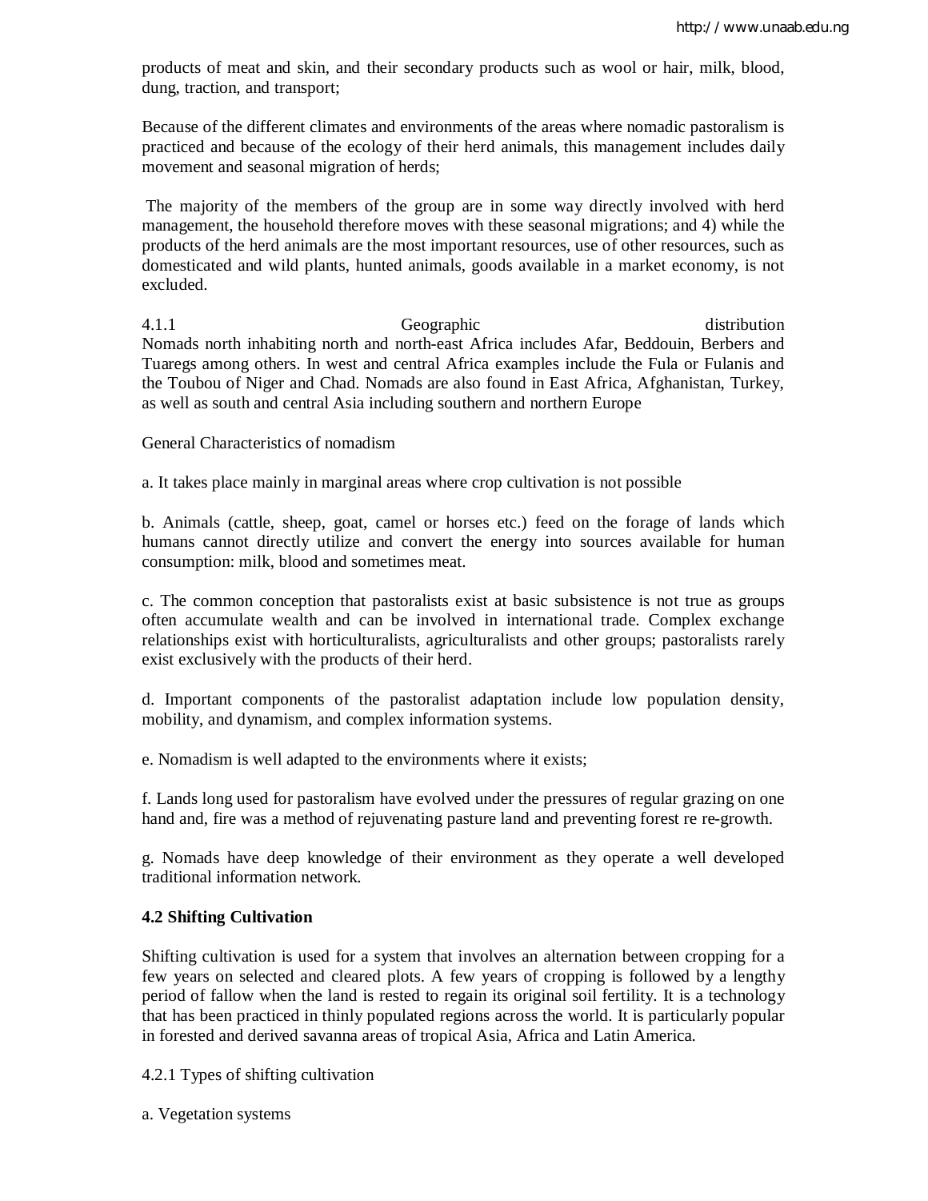products of meat and skin, and their secondary products such as wool or hair, milk, blood, dung, traction, and transport;

Because of the different climates and environments of the areas where nomadic pastoralism is practiced and because of the ecology of their herd animals, this management includes daily movement and seasonal migration of herds;

The majority of the members of the group are in some way directly involved with herd management, the household therefore moves with these seasonal migrations; and 4) while the products of the herd animals are the most important resources, use of other resources, such as domesticated and wild plants, hunted animals, goods available in a market economy, is not excluded.

4.1.1 Geographic distribution

Nomads north inhabiting north and north-east Africa includes Afar, Beddouin, Berbers and Tuaregs among others. In west and central Africa examples include the Fula or Fulanis and the Toubou of Niger and Chad. Nomads are also found in East Africa, Afghanistan, Turkey, as well as south and central Asia including southern and northern Europe

General Characteristics of nomadism

a. It takes place mainly in marginal areas where crop cultivation is not possible

b. Animals (cattle, sheep, goat, camel or horses etc.) feed on the forage of lands which humans cannot directly utilize and convert the energy into sources available for human consumption: milk, blood and sometimes meat.

c. The common conception that pastoralists exist at basic subsistence is not true as groups often accumulate wealth and can be involved in international trade. Complex exchange relationships exist with horticulturalists, agriculturalists and other groups; pastoralists rarely exist exclusively with the products of their herd.

d. Important components of the pastoralist adaptation include low population density, mobility, and dynamism, and complex information systems.

e. Nomadism is well adapted to the environments where it exists;

f. Lands long used for pastoralism have evolved under the pressures of regular grazing on one hand and, fire was a method of rejuvenating pasture land and preventing forest re re-growth.

g. Nomads have deep knowledge of their environment as they operate a well developed traditional information network.

**4.2 Shifting Cultivation**

Shifting cultivation is used for a system that involves an alternation between cropping for a few years on selected and cleared plots. A few years of cropping is followed by a lengthy period of fallow when the land is rested to regain its original soil fertility. It is a technology that has been practiced in thinly populated regions across the world. It is particularly popular in forested and derived savanna areas of tropical Asia, Africa and Latin America.

4.2.1 Types of shifting cultivation

a. Vegetation systems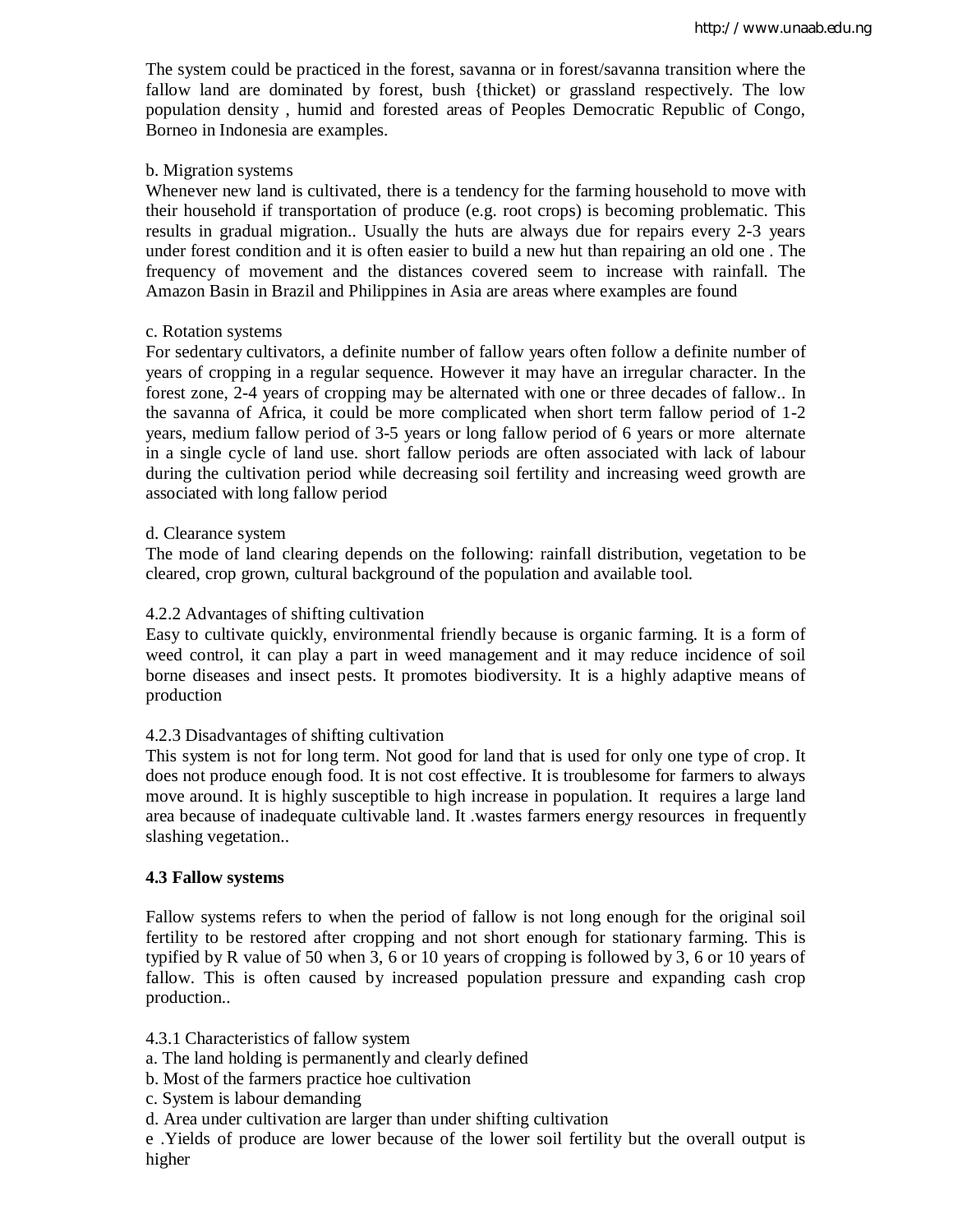The system could be practiced in the forest, savanna or in forest/savanna transition where the fallow land are dominated by forest, bush {thicket) or grassland respectively. The low population density , humid and forested areas of Peoples Democratic Republic of Congo, Borneo in Indonesia are examples.

b. Migration systems

Whenever new land is cultivated, there is a tendency for the farming household to move with their household if transportation of produce (e.g. root crops) is becoming problematic. This results in gradual migration.. Usually the huts are always due for repairs every 2-3 years under forest condition and it is often easier to build a new hut than repairing an old one . The frequency of movement and the distances covered seem to increase with rainfall. The Amazon Basin in Brazil and Philippines in Asia are areas where examples are found

c. Rotation systems

For sedentary cultivators, a definite number of fallow years often follow a definite number of years of cropping in a regular sequence. However it may have an irregular character. In the forest zone, 2-4 years of cropping may be alternated with one or three decades of fallow.. In the savanna of Africa, it could be more complicated when short term fallow period of 1-2 years, medium fallow period of 3-5 years or long fallow period of 6 years or more alternate in a single cycle of land use. short fallow periods are often associated with lack of labour during the cultivation period while decreasing soil fertility and increasing weed growth are associated with long fallow period

d. Clearance system

The mode of land clearing depends on the following: rainfall distribution, vegetation to be cleared, crop grown, cultural background of the population and available tool.

4.2.2 Advantages of shifting cultivation

Easy to cultivate quickly, environmental friendly because is organic farming. It is a form of weed control, it can play a part in weed management and it may reduce incidence of soil borne diseases and insect pests. It promotes biodiversity. It is a highly adaptive means of production

4.2.3 Disadvantages of shifting cultivation

This system is not for long term. Not good for land that is used for only one type of crop. It does not produce enough food. It is not cost effective. It is troublesome for farmers to always move around. It is highly susceptible to high increase in population. It requires a large land area because of inadequate cultivable land. It .wastes farmers energy resources in frequently slashing vegetation..

**4.3 Fallow systems**

Fallow systems refers to when the period of fallow is not long enough for the original soil fertility to be restored after cropping and not short enough for stationary farming. This is typified by R value of 50 when 3, 6 or 10 years of cropping is followed by 3, 6 or 10 years of fallow. This is often caused by increased population pressure and expanding cash crop production..

4.3.1 Characteristics of fallow system

a. The land holding is permanently and clearly defined

b. Most of the farmers practice hoe cultivation

c. System is labour demanding

d. Area under cultivation are larger than under shifting cultivation

e .Yields of produce are lower because of the lower soil fertility but the overall output is higher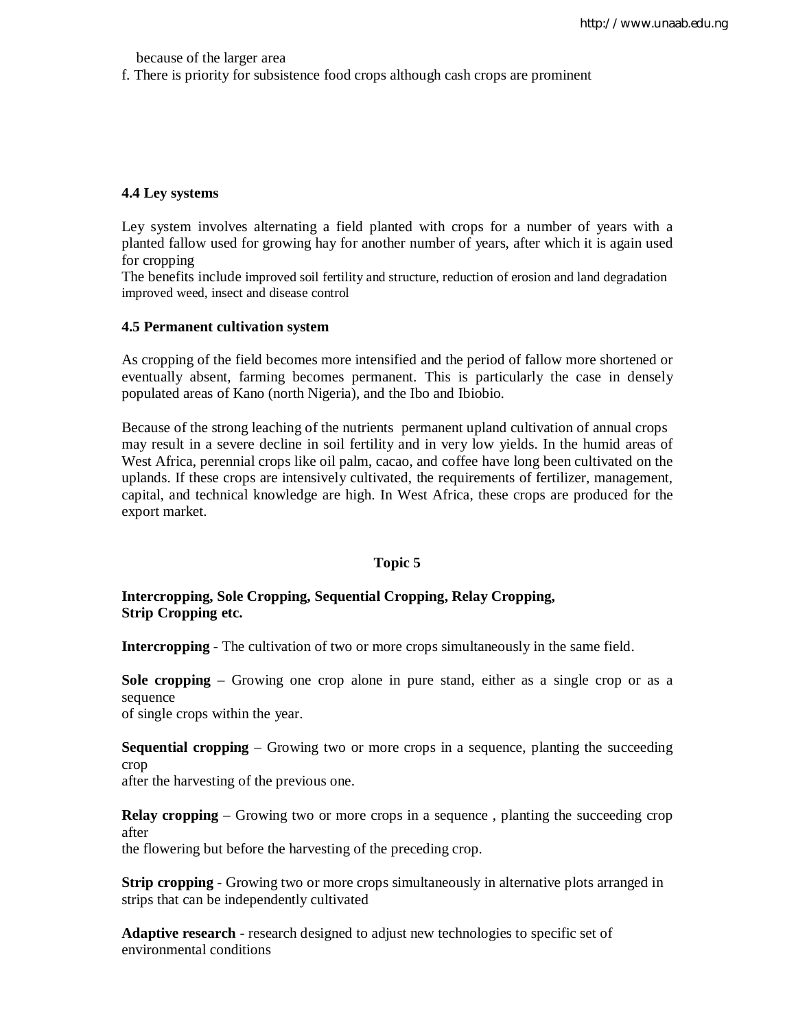because of the larger area

f. There is priority for subsistence food crops although cash crops are prominent

### 4.4 Ley systems

Ley system involves alternating a field planted with crops for a number of years with a planted fallow used for growing hay for another number of years, after which it is again used for cropping

The benefits include improved soil fertility and structure, reduction of erosion and land degradation improved weed, insect and disease control

### 4.5 Permanent cultivation system

As cropping of the field becomes more intensified and the period of fallow more shortened or eventually absent, farming becomes permanent. This is particularly the case in densely populated areas of Kano (north Nigeria), and the Ibo and Ibiobio.

Because of the strong leaching of the nutrients permanent upland cultivation of annual crops may result in a severe decline in soil fertility and in very low yields. In the humid areas of West Africa, perennial crops like oil palm, cacao, and coffee have long been cultivated on the uplands. If these crops are intensively cultivated, the requirements of fertilizer, management, capital, and technical knowledge are high. In West Africa, these crops are produced for the export market.

## Topic 5

**Intercropping, Sole Cropping, Sequential Cropping, Relay Cropping, Strip Cropping etc.**

**Intercropping** - The cultivation of two or more crops simultaneously in the same field.

**Sole cropping** – Growing one crop alone in pure stand, either as a single crop or as a sequence of single crops within the year.

**Sequential cropping** – Growing two or more crops in a sequence, planting the succeeding crop after the harvesting of the previous one.

**Relay cropping** – Growing two or more crops in a sequence , planting the succeeding crop after the flowering but before the harvesting of the preceding crop.

**Strip cropping** - Growing two or more crops simultaneously in alternative plots arranged in strips that can be independently cultivated

**Adaptive research** - research designed to adjust new technologies to specific set of environmental conditions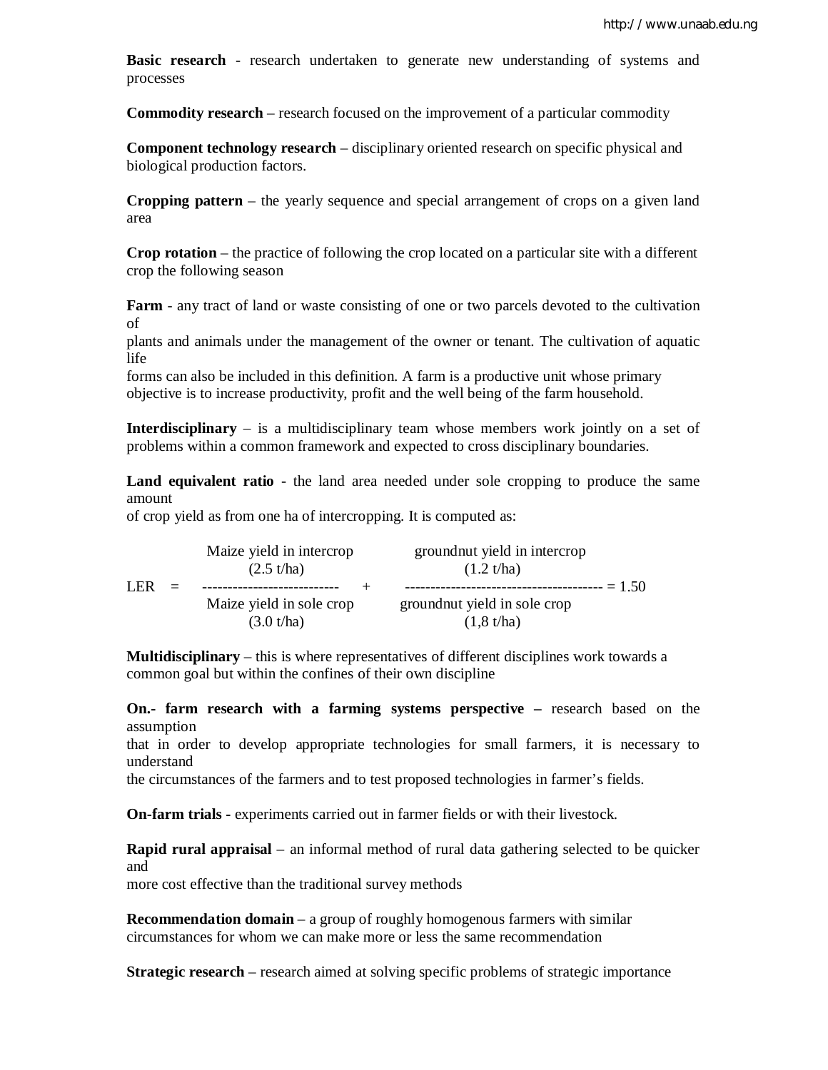**Basic research** - research undertaken to generate new understanding of systems and processes

**Commodity research** – research focused on the improvement of a particular commodity

**Component technology research** – disciplinary oriented research on specific physical and biological production factors.

**Cropping pattern** – the yearly sequence and special arrangement of crops on a given land area

**Crop rotation** – the practice of following the crop located on a particular site with a different crop the following season

**Farm** - any tract of land or waste consisting of one or two parcels devoted to the cultivation of plants and animals under the management of the owner or tenant. The cultivation of aquatic life forms can also be included in this definition. A farm is a productive unit whose primary objective is to increase productivity, profit and the well being of the farm household.

**Interdisciplinary** – is a multidisciplinary team whose members work jointly on a set of problems within a common framework and expected to cross disciplinary boundaries.

**Land equivalent ratio** - the land area needed under sole cropping to produce the same amount of crop yield as from one ha of intercropping. It is computed as:

$$\text{LER} = \frac{\begin{array}{c}\text{Maize yield in intercrop} \\ (2.5 \text{ t/ha})\end{array}}{\begin{array}{c}\text{Maize yield in sole crop} \\ (3.0 \text{ t/ha})\end{array}} + \frac{\begin{array}{c}\text{groundnut yield in intercrop} \\ (1.2 \text{ t/ha})\end{array}}{\begin{array}{c}\text{groundnut yield in sole crop} \\ (1{,}8 \text{ t/ha})\end{array}} = 1.50$$

**Multidisciplinary** – this is where representatives of different disciplines work towards a common goal but within the confines of their own discipline

**On.- farm research with a farming systems perspective –** research based on the assumption that in order to develop appropriate technologies for small farmers, it is necessary to understand the circumstances of the farmers and to test proposed technologies in farmer's fields.

**On-farm trials -** experiments carried out in farmer fields or with their livestock.

**Rapid rural appraisal** – an informal method of rural data gathering selected to be quicker and more cost effective than the traditional survey methods

**Recommendation domain** – a group of roughly homogenous farmers with similar circumstances for whom we can make more or less the same recommendation

**Strategic research** – research aimed at solving specific problems of strategic importance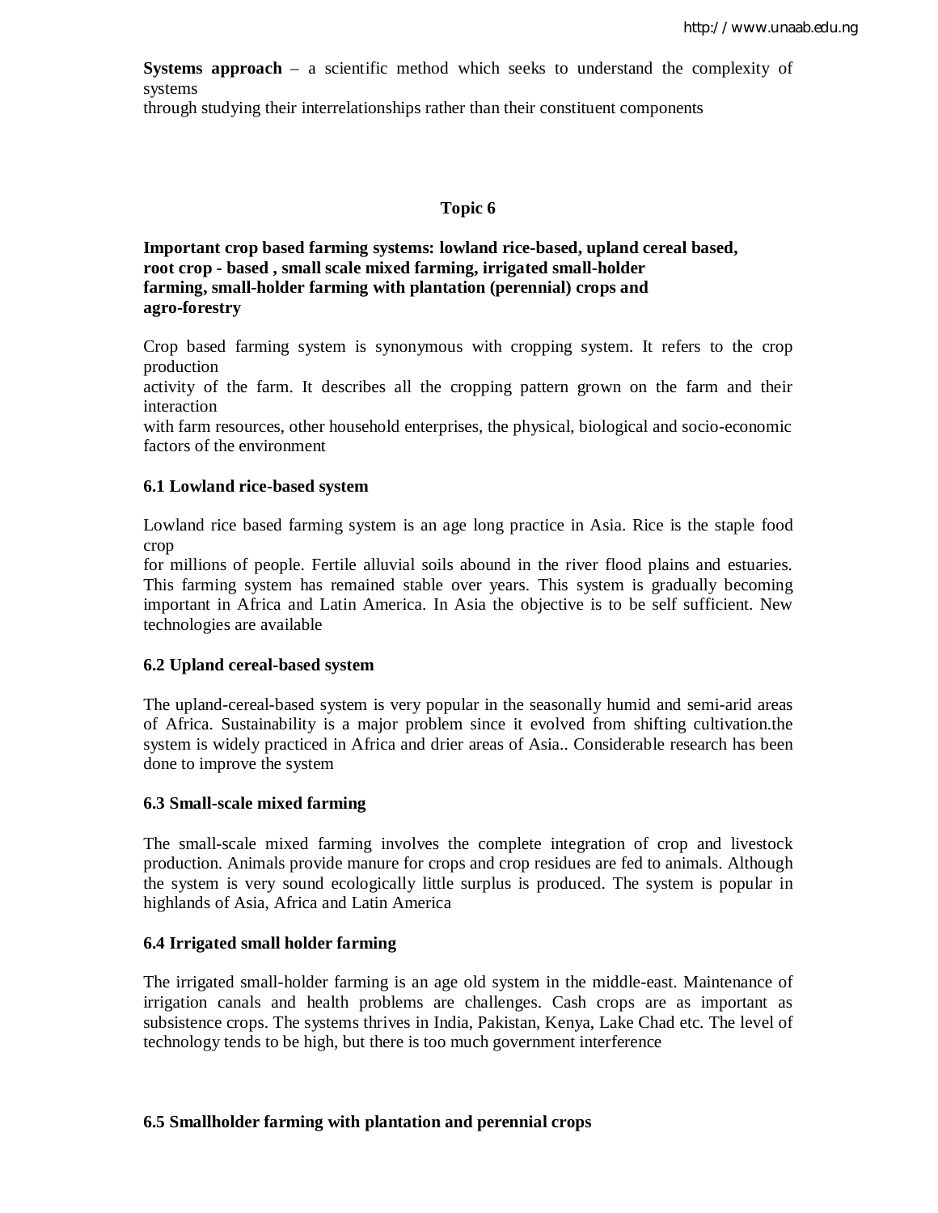**Systems approach** – a scientific method which seeks to understand the complexity of systems through studying their interrelationships rather than their constituent components

## Topic 6

### Important crop based farming systems: lowland rice-based, upland cereal based, root crop - based , small scale mixed farming, irrigated small-holder farming, small-holder farming with plantation (perennial) crops and agro-forestry

Crop based farming system is synonymous with cropping system. It refers to the crop production activity of the farm. It describes all the cropping pattern grown on the farm and their interaction with farm resources, other household enterprises, the physical, biological and socio-economic factors of the environment

### 6.1 Lowland rice-based system

Lowland rice based farming system is an age long practice in Asia. Rice is the staple food crop for millions of people. Fertile alluvial soils abound in the river flood plains and estuaries. This farming system has remained stable over years. This system is gradually becoming important in Africa and Latin America. In Asia the objective is to be self sufficient. New technologies are available

### 6.2 Upland cereal-based system

The upland-cereal-based system is very popular in the seasonally humid and semi-arid areas of Africa. Sustainability is a major problem since it evolved from shifting cultivation.the system is widely practiced in Africa and drier areas of Asia.. Considerable research has been done to improve the system

### 6.3 Small-scale mixed farming

The small-scale mixed farming involves the complete integration of crop and livestock production. Animals provide manure for crops and crop residues are fed to animals. Although the system is very sound ecologically little surplus is produced. The system is popular in highlands of Asia, Africa and Latin America

### 6.4 Irrigated small holder farming

The irrigated small-holder farming is an age old system in the middle-east. Maintenance of irrigation canals and health problems are challenges. Cash crops are as important as subsistence crops. The systems thrives in India, Pakistan, Kenya, Lake Chad etc. The level of technology tends to be high, but there is too much government interference

### 6.5 Smallholder farming with plantation and perennial crops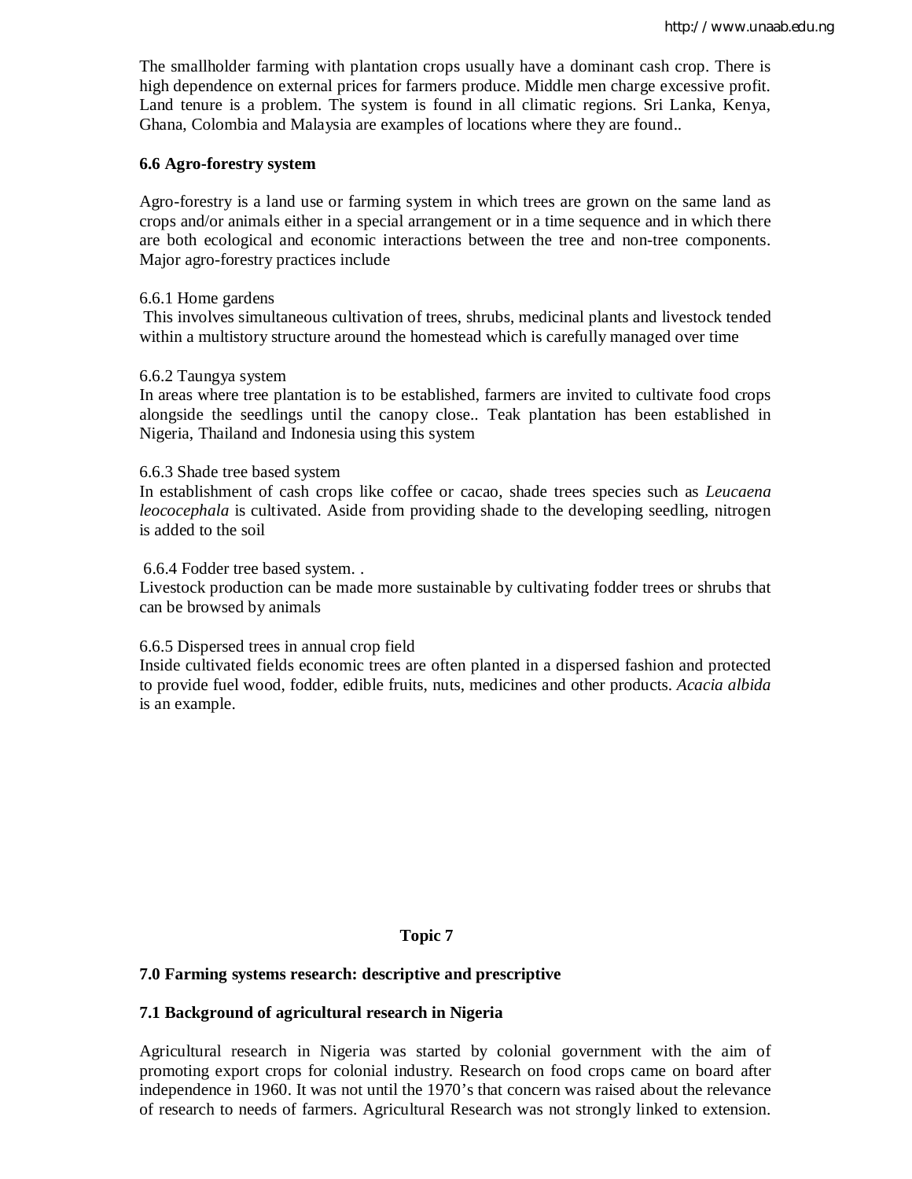The smallholder farming with plantation crops usually have a dominant cash crop. There is high dependence on external prices for farmers produce. Middle men charge excessive profit. Land tenure is a problem. The system is found in all climatic regions. Sri Lanka, Kenya, Ghana, Colombia and Malaysia are examples of locations where they are found..

**6.6 Agro-forestry system**

Agro-forestry is a land use or farming system in which trees are grown on the same land as crops and/or animals either in a special arrangement or in a time sequence and in which there are both ecological and economic interactions between the tree and non-tree components. Major agro-forestry practices include

6.6.1 Home gardens
This involves simultaneous cultivation of trees, shrubs, medicinal plants and livestock tended within a multistory structure around the homestead which is carefully managed over time

6.6.2 Taungya system
In areas where tree plantation is to be established, farmers are invited to cultivate food crops alongside the seedlings until the canopy close.. Teak plantation has been established in Nigeria, Thailand and Indonesia using this system

6.6.3 Shade tree based system
In establishment of cash crops like coffee or cacao, shade trees species such as *Leucaena leococephala* is cultivated. Aside from providing shade to the developing seedling, nitrogen is added to the soil

6.6.4 Fodder tree based system. .
Livestock production can be made more sustainable by cultivating fodder trees or shrubs that can be browsed by animals

6.6.5 Dispersed trees in annual crop field
Inside cultivated fields economic trees are often planted in a dispersed fashion and protected to provide fuel wood, fodder, edible fruits, nuts, medicines and other products. *Acacia albida* is an example.

**Topic 7**

**7.0 Farming systems research: descriptive and prescriptive**

**7.1 Background of agricultural research in Nigeria**

Agricultural research in Nigeria was started by colonial government with the aim of promoting export crops for colonial industry. Research on food crops came on board after independence in 1960. It was not until the 1970's that concern was raised about the relevance of research to needs of farmers. Agricultural Research was not strongly linked to extension.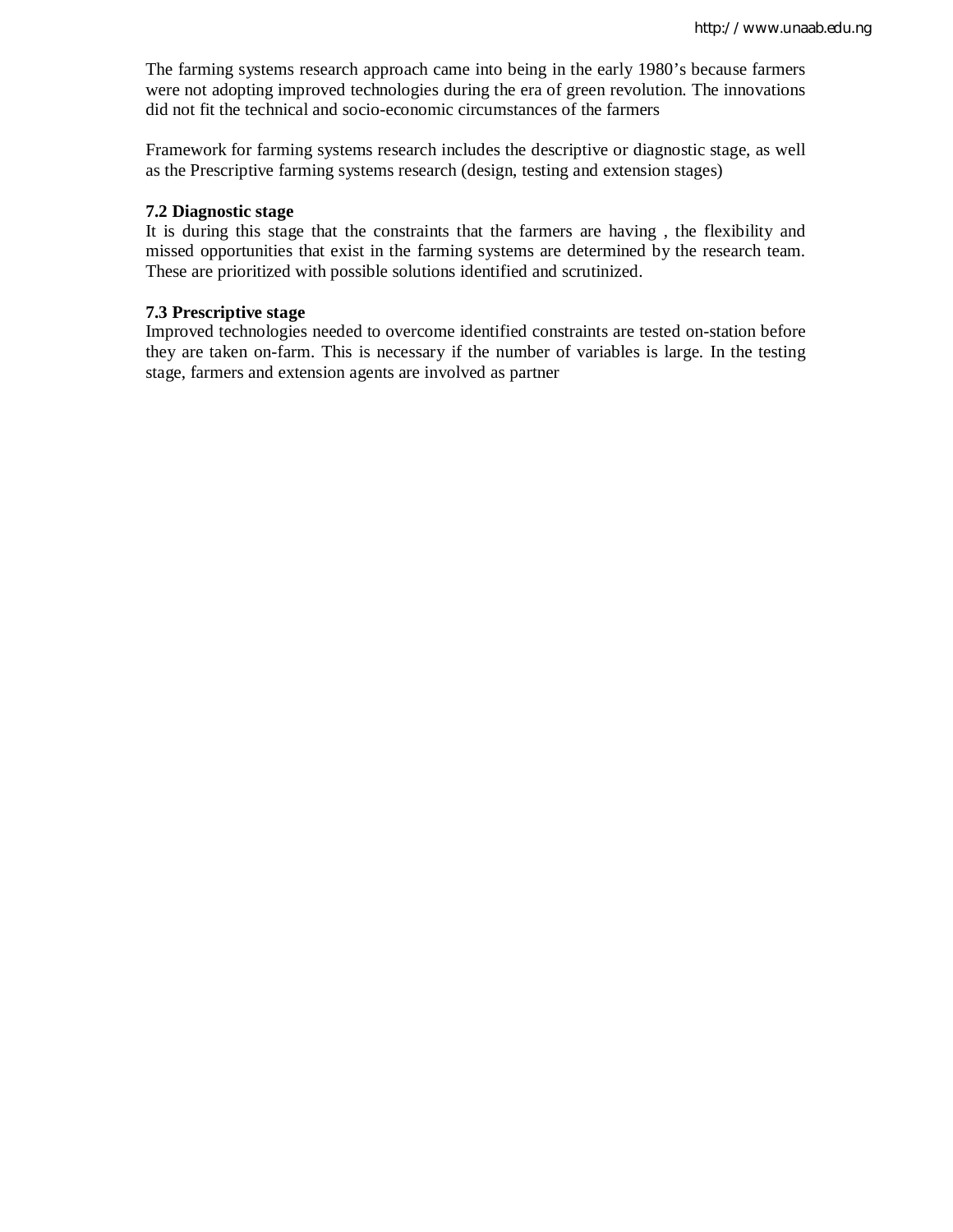The farming systems research approach came into being in the early 1980's because farmers were not adopting improved technologies during the era of green revolution. The innovations did not fit the technical and socio-economic circumstances of the farmers

Framework for farming systems research includes the descriptive or diagnostic stage, as well as the Prescriptive farming systems research (design, testing and extension stages)

**7.2 Diagnostic stage**

It is during this stage that the constraints that the farmers are having , the flexibility and missed opportunities that exist in the farming systems are determined by the research team. These are prioritized with possible solutions identified and scrutinized.

**7.3 Prescriptive stage**

Improved technologies needed to overcome identified constraints are tested on-station before they are taken on-farm. This is necessary if the number of variables is large. In the testing stage, farmers and extension agents are involved as partner